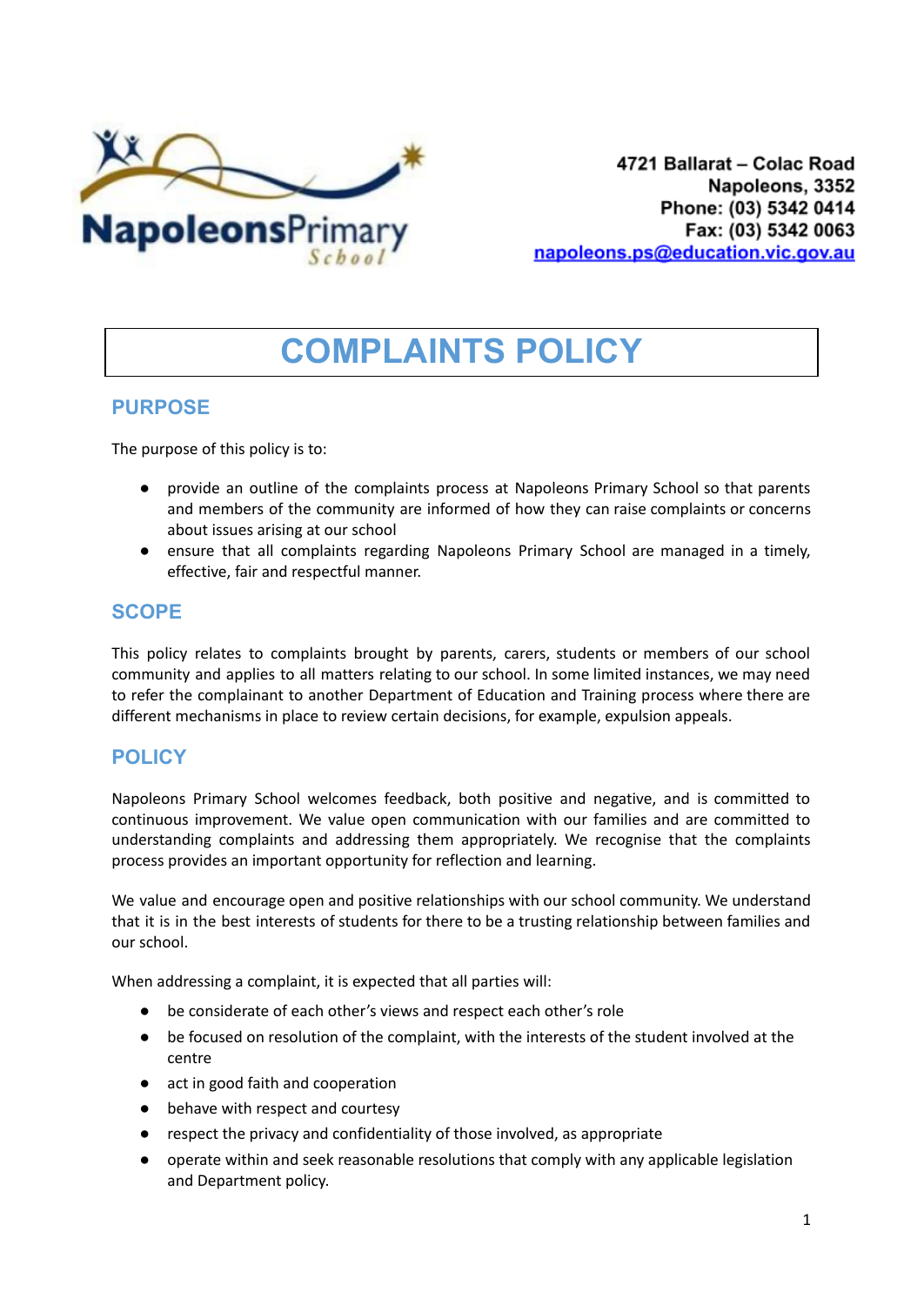4721 Ballarat – Colac Road
Napoleons, 3352
Phone: (03) 5342 0414
Fax: (03) 5342 0063
napoleons.ps@education.vic.gov.au

# COMPLAINTS POLICY

## PURPOSE

The purpose of this policy is to:

- provide an outline of the complaints process at Napoleons Primary School so that parents and members of the community are informed of how they can raise complaints or concerns about issues arising at our school
- ensure that all complaints regarding Napoleons Primary School are managed in a timely, effective, fair and respectful manner.

## SCOPE

This policy relates to complaints brought by parents, carers, students or members of our school community and applies to all matters relating to our school. In some limited instances, we may need to refer the complainant to another Department of Education and Training process where there are different mechanisms in place to review certain decisions, for example, expulsion appeals.

## POLICY

Napoleons Primary School welcomes feedback, both positive and negative, and is committed to continuous improvement. We value open communication with our families and are committed to understanding complaints and addressing them appropriately. We recognise that the complaints process provides an important opportunity for reflection and learning.

We value and encourage open and positive relationships with our school community. We understand that it is in the best interests of students for there to be a trusting relationship between families and our school.

When addressing a complaint, it is expected that all parties will:

- be considerate of each other's views and respect each other's role
- be focused on resolution of the complaint, with the interests of the student involved at the centre
- act in good faith and cooperation
- behave with respect and courtesy
- respect the privacy and confidentiality of those involved, as appropriate
- operate within and seek reasonable resolutions that comply with any applicable legislation and Department policy.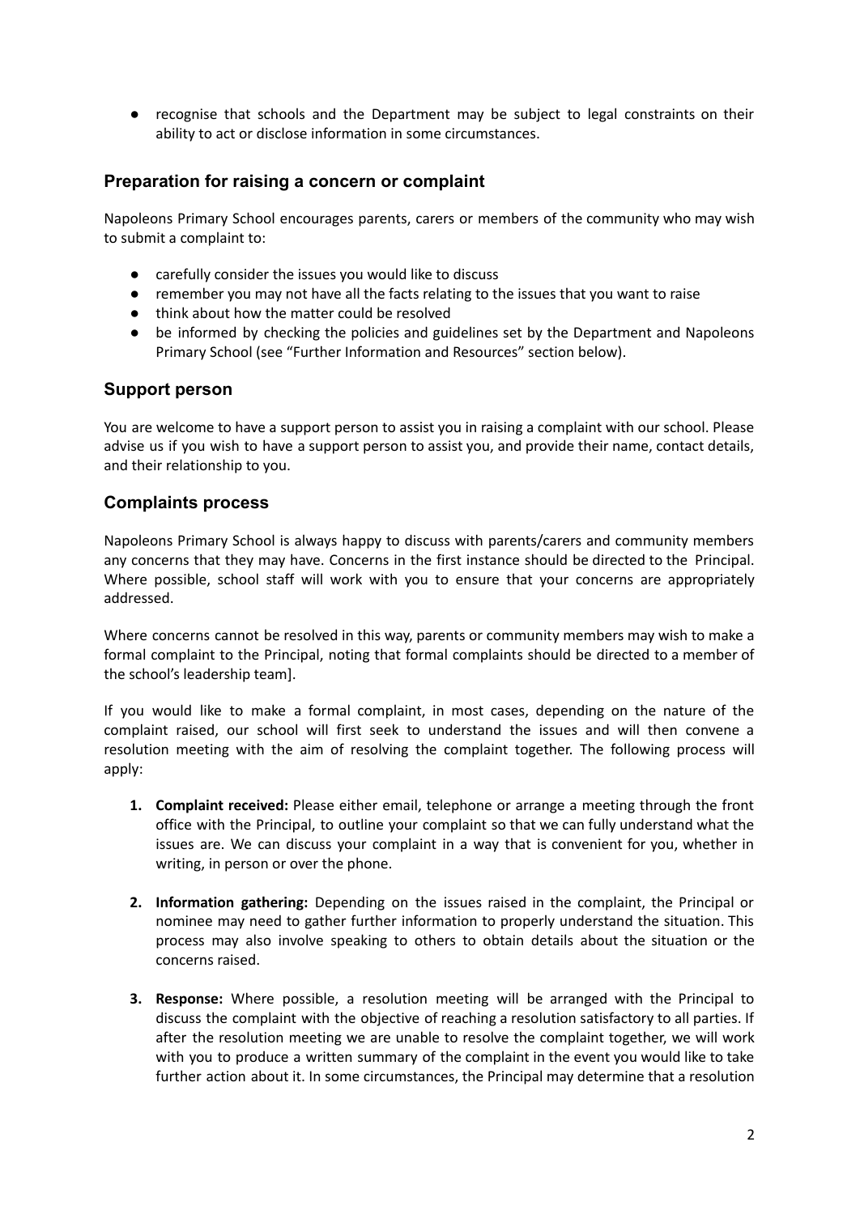- recognise that schools and the Department may be subject to legal constraints on their ability to act or disclose information in some circumstances.

## Preparation for raising a concern or complaint

Napoleons Primary School encourages parents, carers or members of the community who may wish to submit a complaint to:

- carefully consider the issues you would like to discuss
- remember you may not have all the facts relating to the issues that you want to raise
- think about how the matter could be resolved
- be informed by checking the policies and guidelines set by the Department and Napoleons Primary School (see "Further Information and Resources" section below).

## Support person

You are welcome to have a support person to assist you in raising a complaint with our school. Please advise us if you wish to have a support person to assist you, and provide their name, contact details, and their relationship to you.

## Complaints process

Napoleons Primary School is always happy to discuss with parents/carers and community members any concerns that they may have. Concerns in the first instance should be directed to the Principal. Where possible, school staff will work with you to ensure that your concerns are appropriately addressed.

Where concerns cannot be resolved in this way, parents or community members may wish to make a formal complaint to the Principal, noting that formal complaints should be directed to a member of the school's leadership team].

If you would like to make a formal complaint, in most cases, depending on the nature of the complaint raised, our school will first seek to understand the issues and will then convene a resolution meeting with the aim of resolving the complaint together. The following process will apply:

1. **Complaint received:** Please either email, telephone or arrange a meeting through the front office with the Principal, to outline your complaint so that we can fully understand what the issues are. We can discuss your complaint in a way that is convenient for you, whether in writing, in person or over the phone.

2. **Information gathering:** Depending on the issues raised in the complaint, the Principal or nominee may need to gather further information to properly understand the situation. This process may also involve speaking to others to obtain details about the situation or the concerns raised.

3. **Response:** Where possible, a resolution meeting will be arranged with the Principal to discuss the complaint with the objective of reaching a resolution satisfactory to all parties. If after the resolution meeting we are unable to resolve the complaint together, we will work with you to produce a written summary of the complaint in the event you would like to take further action about it. In some circumstances, the Principal may determine that a resolution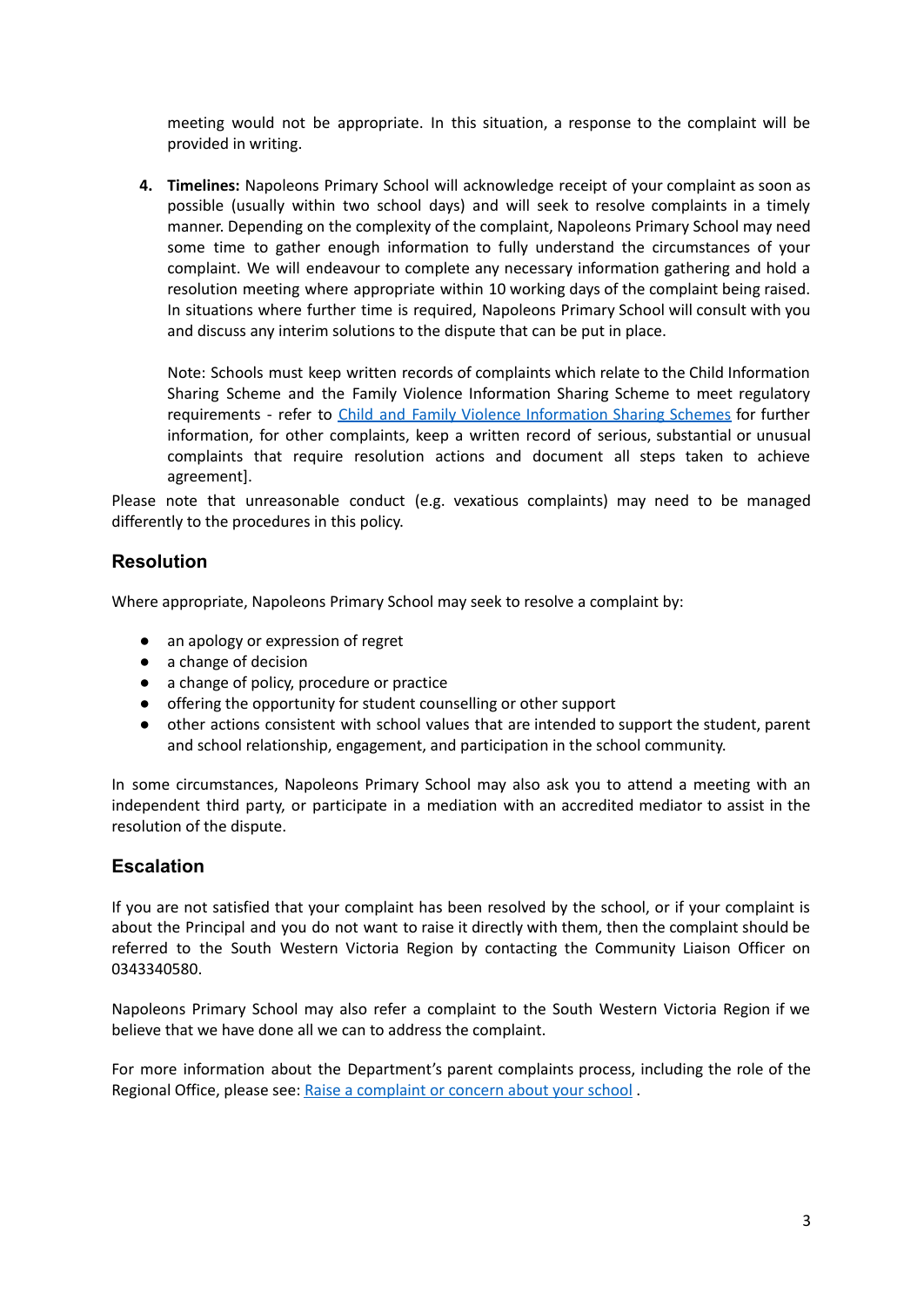meeting would not be appropriate. In this situation, a response to the complaint will be provided in writing.

4. **Timelines:** Napoleons Primary School will acknowledge receipt of your complaint as soon as possible (usually within two school days) and will seek to resolve complaints in a timely manner. Depending on the complexity of the complaint, Napoleons Primary School may need some time to gather enough information to fully understand the circumstances of your complaint. We will endeavour to complete any necessary information gathering and hold a resolution meeting where appropriate within 10 working days of the complaint being raised. In situations where further time is required, Napoleons Primary School will consult with you and discuss any interim solutions to the dispute that can be put in place.

   Note: Schools must keep written records of complaints which relate to the Child Information Sharing Scheme and the Family Violence Information Sharing Scheme to meet regulatory requirements - refer to [Child and Family Violence Information Sharing Schemes]() for further information, for other complaints, keep a written record of serious, substantial or unusual complaints that require resolution actions and document all steps taken to achieve agreement].

Please note that unreasonable conduct (e.g. vexatious complaints) may need to be managed differently to the procedures in this policy.

## Resolution

Where appropriate, Napoleons Primary School may seek to resolve a complaint by:

- an apology or expression of regret
- a change of decision
- a change of policy, procedure or practice
- offering the opportunity for student counselling or other support
- other actions consistent with school values that are intended to support the student, parent and school relationship, engagement, and participation in the school community.

In some circumstances, Napoleons Primary School may also ask you to attend a meeting with an independent third party, or participate in a mediation with an accredited mediator to assist in the resolution of the dispute.

## Escalation

If you are not satisfied that your complaint has been resolved by the school, or if your complaint is about the Principal and you do not want to raise it directly with them, then the complaint should be referred to the South Western Victoria Region by contacting the Community Liaison Officer on 0343340580.

Napoleons Primary School may also refer a complaint to the South Western Victoria Region if we believe that we have done all we can to address the complaint.

For more information about the Department's parent complaints process, including the role of the Regional Office, please see: [Raise a complaint or concern about your school]() .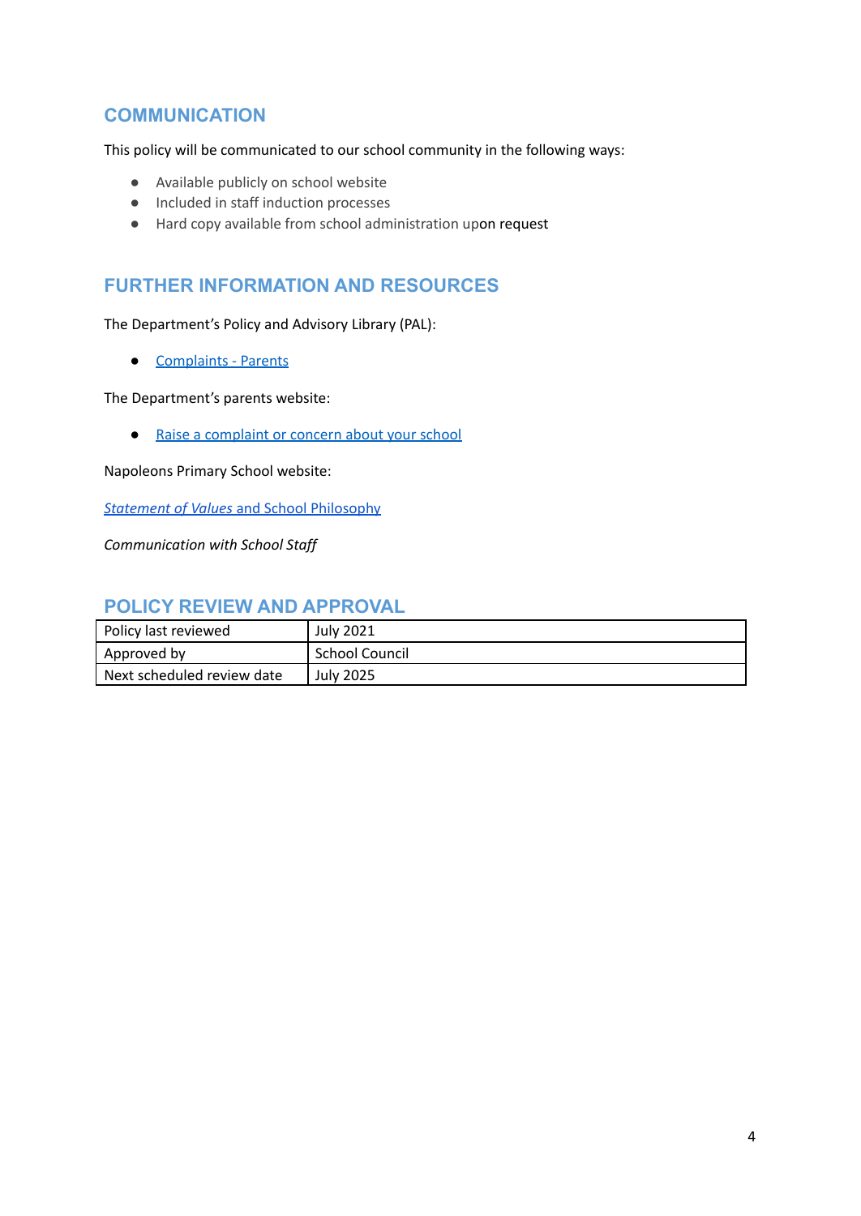## COMMUNICATION

This policy will be communicated to our school community in the following ways:

- Available publicly on school website
- Included in staff induction processes
- Hard copy available from school administration upon request

## FURTHER INFORMATION AND RESOURCES

The Department's Policy and Advisory Library (PAL):

- Complaints - Parents

The Department's parents website:

- Raise a complaint or concern about your school

Napoleons Primary School website:

*Statement of Values* and School Philosophy

*Communication with School Staff*

## POLICY REVIEW AND APPROVAL

| | |
|---|---|
| Policy last reviewed | July 2021 |
| Approved by | School Council |
| Next scheduled review date | July 2025 |